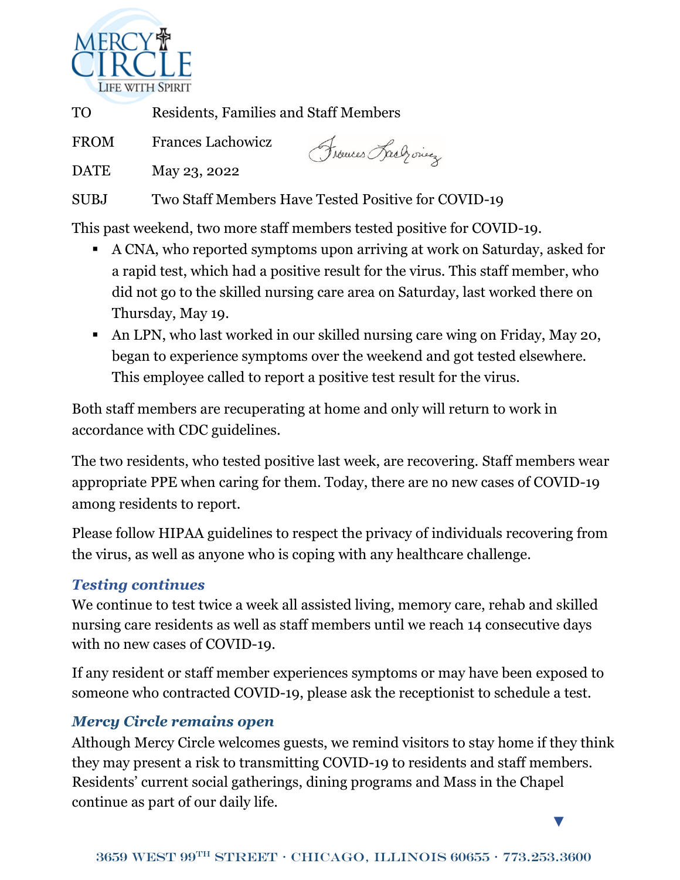MERCY CIRCLE
LIFE WITH SPIRIT

| | |
|---|---|
| TO | Residents, Families and Staff Members |
| FROM | Frances Lachowicz |
| DATE | May 23, 2022 |
| SUBJ | Two Staff Members Have Tested Positive for COVID-19 |

This past weekend, two more staff members tested positive for COVID-19.

- A CNA, who reported symptoms upon arriving at work on Saturday, asked for a rapid test, which had a positive result for the virus. This staff member, who did not go to the skilled nursing care area on Saturday, last worked there on Thursday, May 19.
- An LPN, who last worked in our skilled nursing care wing on Friday, May 20, began to experience symptoms over the weekend and got tested elsewhere. This employee called to report a positive test result for the virus.

Both staff members are recuperating at home and only will return to work in accordance with CDC guidelines.

The two residents, who tested positive last week, are recovering. Staff members wear appropriate PPE when caring for them. Today, there are no new cases of COVID-19 among residents to report.

Please follow HIPAA guidelines to respect the privacy of individuals recovering from the virus, as well as anyone who is coping with any healthcare challenge.

### *Testing continues*

We continue to test twice a week all assisted living, memory care, rehab and skilled nursing care residents as well as staff members until we reach 14 consecutive days with no new cases of COVID-19.

If any resident or staff member experiences symptoms or may have been exposed to someone who contracted COVID-19, please ask the receptionist to schedule a test.

### *Mercy Circle remains open*

Although Mercy Circle welcomes guests, we remind visitors to stay home if they think they may present a risk to transmitting COVID-19 to residents and staff members. Residents' current social gatherings, dining programs and Mass in the Chapel continue as part of our daily life.

▼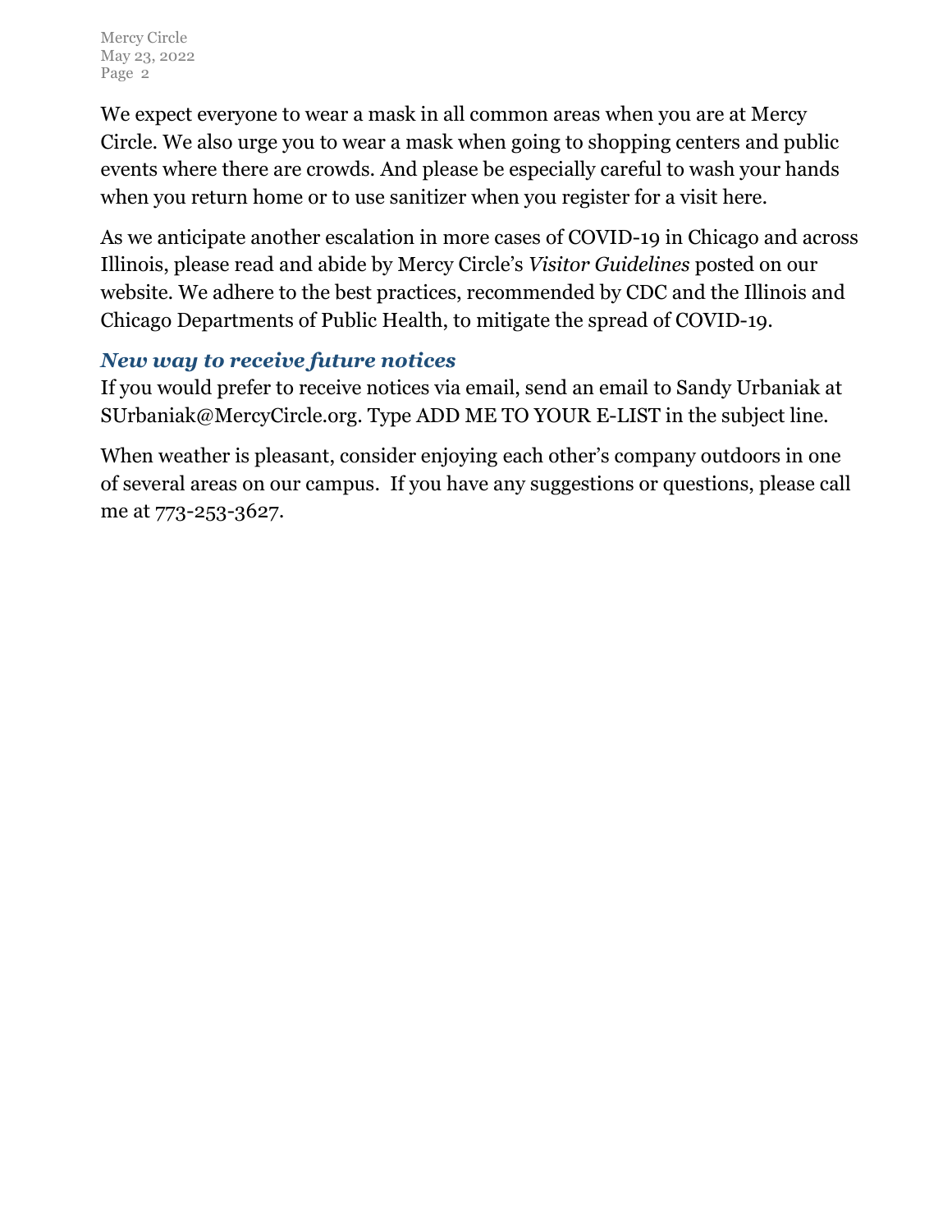We expect everyone to wear a mask in all common areas when you are at Mercy Circle. We also urge you to wear a mask when going to shopping centers and public events where there are crowds. And please be especially careful to wash your hands when you return home or to use sanitizer when you register for a visit here.

As we anticipate another escalation in more cases of COVID-19 in Chicago and across Illinois, please read and abide by Mercy Circle's *Visitor Guidelines* posted on our website. We adhere to the best practices, recommended by CDC and the Illinois and Chicago Departments of Public Health, to mitigate the spread of COVID-19.

### *New way to receive future notices*

If you would prefer to receive notices via email, send an email to Sandy Urbaniak at SUrbaniak@MercyCircle.org. Type ADD ME TO YOUR E-LIST in the subject line.

When weather is pleasant, consider enjoying each other's company outdoors in one of several areas on our campus. If you have any suggestions or questions, please call me at 773-253-3627.